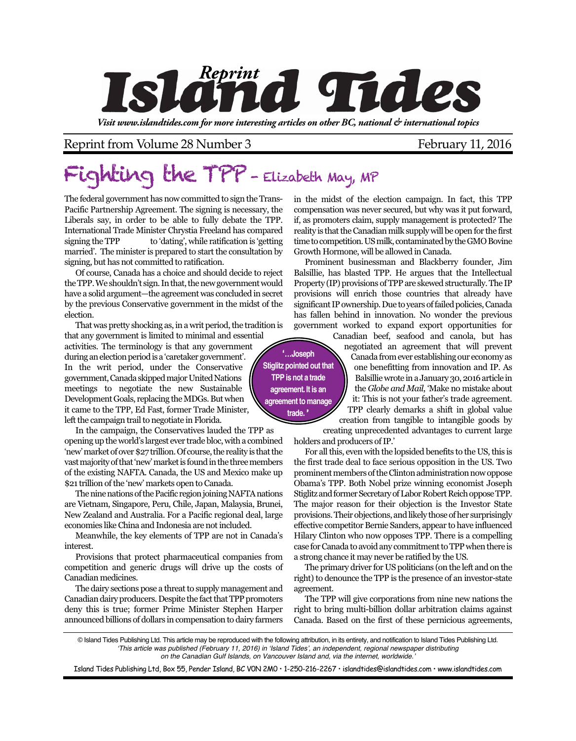# Island Tides

*Reprint*

*Visit www.islandtides.com for more interesting articles on other BC, national & international topics*

Reprint from Volume 28 Number 3 February 11, 2016

## Fighting the TPP – Elizabeth May, MP

The federal government has now committed to sign the Trans-Pacific Partnership Agreement. The signing is necessary, the Liberals say, in order to be able to fully debate the TPP. International Trade Minister Chrystia Freeland has compared signing the TPP to 'dating', while ratification is 'getting married'. The minister is prepared to start the consultation by signing, but has not committed to ratification.

Of course, Canada has a choice and should decide to reject the TPP. We shouldn't sign. In that, the new government would have a solid argument—the agreement was concluded in secret by the previous Conservative government in the midst of the election.

That was pretty shocking as, in a writ period, the tradition is that any government is limited to minimal and essential activities. The terminology is that any government during an election period is a 'caretaker government'. In the writ period, under the Conservative government, Canada skipped major United Nations meetings to negotiate the new Sustainable Development Goals, replacing the MDGs. But when it came to the TPP, Ed Fast, former Trade Minister, left the campaign trail to negotiate in Florida.

In the campaign, the Conservatives lauded the TPP as opening up the world's largest ever trade bloc, with a combined 'new' market of over $27 trillion. Of course, the reality is that the vast majority of that 'new' market is found in the three members of the existing NAFTA. Canada, the US and Mexico make up $21 trillion of the 'new' markets open to Canada.

The nine nations of the Pacific region joining NAFTA nations are Vietnam, Singapore, Peru, Chile, Japan, Malaysia, Brunei, New Zealand and Australia. For a Pacific regional deal, large economies like China and Indonesia are not included.

Meanwhile, the key elements of TPP are not in Canada's interest.

Provisions that protect pharmaceutical companies from competition and generic drugs will drive up the costs of Canadian medicines.

The dairy sections pose a threat to supply management and Canadian dairy producers. Despite the fact that TPP promoters deny this is true; former Prime Minister Stephen Harper announced billions of dollars in compensation to dairy farmers in the midst of the election campaign. In fact, this TPP compensation was never secured, but why was it put forward, if, as promoters claim, supply management is protected? The reality is that the Canadian milk supply will be open for the first time to competition. US milk, contaminated by the GMO Bovine Growth Hormone, will be allowed in Canada.

Prominent businessman and Blackberry founder, Jim Balsillie, has blasted TPP. He argues that the Intellectual Property (IP) provisions of TPP are skewed structurally. The IP provisions will enrich those countries that already have significant IP ownership. Due to years of failed policies, Canada has fallen behind in innovation. No wonder the previous government worked to expand export opportunities for Canadian beef, seafood and canola, but has negotiated an agreement that will prevent Canada from ever establishing our economy as one benefitting from innovation and IP. As Balsillie wrote in a January 30, 2016 article in the *Globe and Mail*, 'Make no mistake about it: This is not your father's trade agreement. TPP clearly demarks a shift in global value creation from tangible to intangible goods by creating unprecedented advantages to current large holders and producers of IP.'

> **'…Joseph Stiglitz pointed out that TPP is not a trade agreement. It is an agreement to manage trade.'**

For all this, even with the lopsided benefits to the US, this is the first trade deal to face serious opposition in the US. Two prominent members of the Clinton administration now oppose Obama's TPP. Both Nobel prize winning economist Joseph Stiglitz and former Secretary of Labor Robert Reich oppose TPP. The major reason for their objection is the Investor State provisions. Their objections, and likely those of her surprisingly effective competitor Bernie Sanders, appear to have influenced Hilary Clinton who now opposes TPP. There is a compelling case for Canada to avoid any commitment to TPP when there is a strong chance it may never be ratified by the US.

The primary driver for US politicians (on the left and on the right) to denounce the TPP is the presence of an investor-state agreement.

The TPP will give corporations from nine new nations the right to bring multi-billion dollar arbitration claims against Canada. Based on the first of these pernicious agreements,

© Island Tides Publishing Ltd. This article may be reproduced with the following attribution, in its entirety, and notification to Island Tides Publishing Ltd.
*'This article was published (February 11, 2016) in 'Island Tides', an independent, regional newspaper distributing on the Canadian Gulf Islands, on Vancouver Island and, via the internet, worldwide.'*

Island Tides Publishing Ltd, Box 55, Pender Island, BC V0N 2M0 • 1-250-216-2267 • islandtides@islandtides.com • www.islandtides.com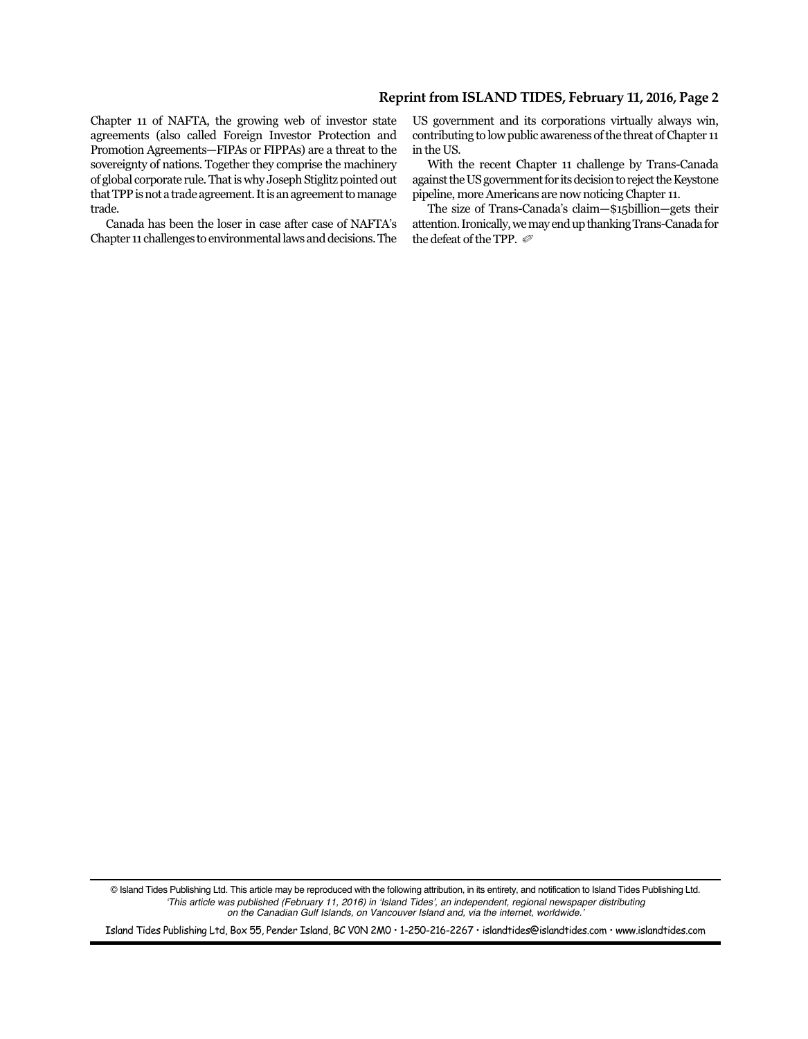Chapter 11 of NAFTA, the growing web of investor state agreements (also called Foreign Investor Protection and Promotion Agreements—FIPAs or FIPPAs) are a threat to the sovereignty of nations. Together they comprise the machinery of global corporate rule. That is why Joseph Stiglitz pointed out that TPP is not a trade agreement. It is an agreement to manage trade.

Canada has been the loser in case after case of NAFTA's Chapter 11 challenges to environmental laws and decisions. The US government and its corporations virtually always win, contributing to low public awareness of the threat of Chapter 11 in the US.

With the recent Chapter 11 challenge by Trans-Canada against the US government for its decision to reject the Keystone pipeline, more Americans are now noticing Chapter 11.

The size of Trans-Canada's claim—$15billion—gets their attention. Ironically, we may end up thanking Trans-Canada for the defeat of the TPP. ✐

---

© Island Tides Publishing Ltd. This article may be reproduced with the following attribution, in its entirety, and notification to Island Tides Publishing Ltd.
*'This article was published (February 11, 2016) in 'Island Tides', an independent, regional newspaper distributing on the Canadian Gulf Islands, on Vancouver Island and, via the internet, worldwide.'*

Island Tides Publishing Ltd, Box 55, Pender Island, BC V0N 2M0 • 1-250-216-2267 • islandtides@islandtides.com • www.islandtides.com